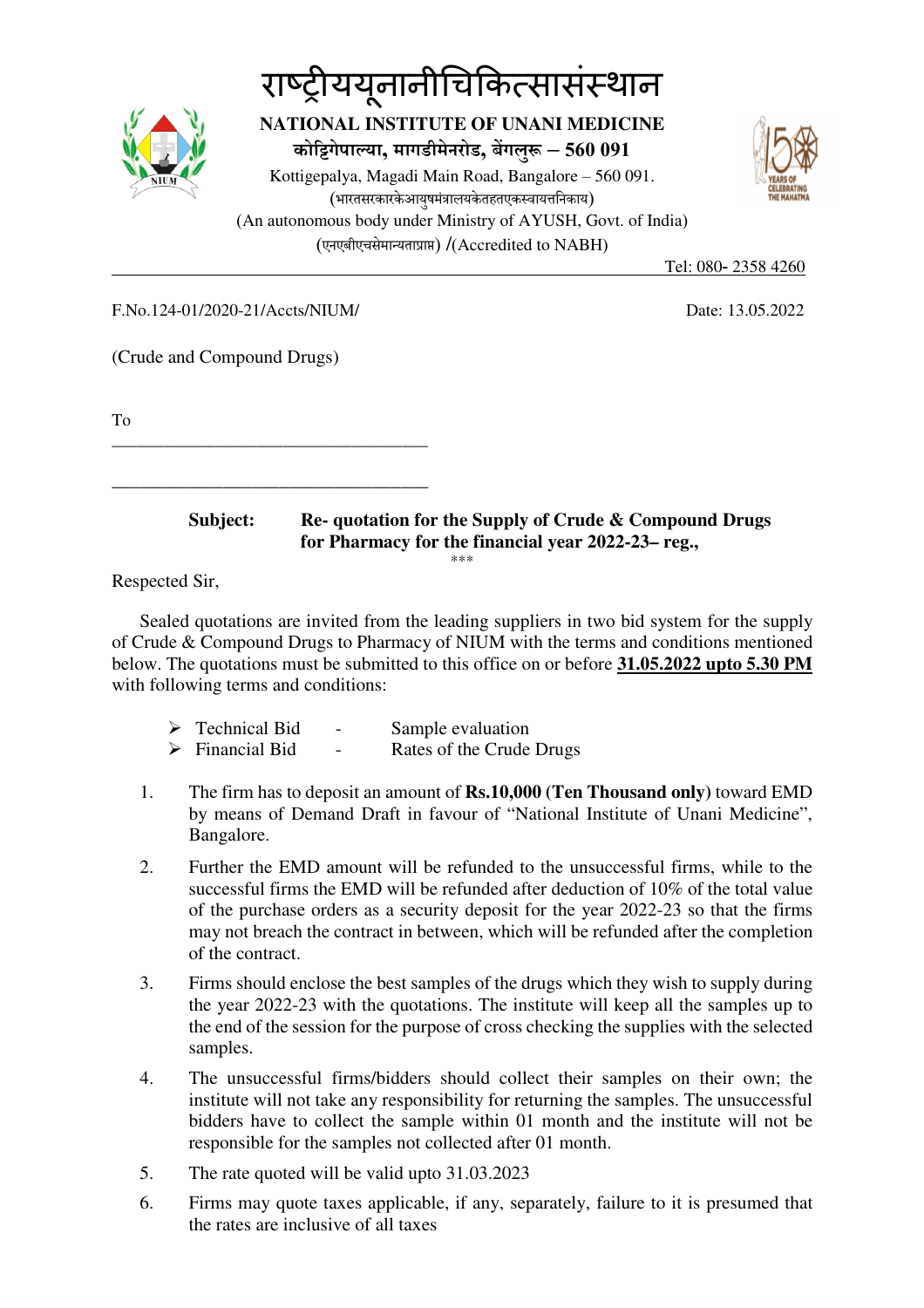# राष्ट्रीययूनानीचिकित्सासंस्थान

**NATIONAL INSTITUTE OF UNANI MEDICINE**

**कोट्टिगेपाल्या, मागडीमेनरोड, बेंगलुरू – 560 091**

Kottigepalya, Magadi Main Road, Bangalore – 560 091.

(भारतसरकारकेआयुषमंत्रालयकेतहतएकस्वायत्तनिकाय)

(An autonomous body under Ministry of AYUSH, Govt. of India)

(एनएबीएचसेमान्यताप्राप्त) /(Accredited to NABH)

Tel: 080- 2358 4260

---

F.No.124-01/2020-21/Accts/NIUM/ Date: 13.05.2022

(Crude and Compound Drugs)

To

\_\_\_\_\_\_\_\_\_\_\_\_\_\_\_\_\_\_\_\_\_\_\_\_\_\_\_\_\_\_\_\_\_\_\_\_

\_\_\_\_\_\_\_\_\_\_\_\_\_\_\_\_\_\_\_\_\_\_\_\_\_\_\_\_\_\_\_\_\_\_\_\_

**Subject: Re- quotation for the Supply of Crude & Compound Drugs for Pharmacy for the financial year 2022-23– reg.,**

\*\*\*

Respected Sir,

Sealed quotations are invited from the leading suppliers in two bid system for the supply of Crude & Compound Drugs to Pharmacy of NIUM with the terms and conditions mentioned below. The quotations must be submitted to this office on or before **31.05.2022 upto 5.30 PM** with following terms and conditions:

- Technical Bid - Sample evaluation
- Financial Bid - Rates of the Crude Drugs

1. The firm has to deposit an amount of **Rs.10,000 (Ten Thousand only)** toward EMD by means of Demand Draft in favour of "National Institute of Unani Medicine", Bangalore.
2. Further the EMD amount will be refunded to the unsuccessful firms, while to the successful firms the EMD will be refunded after deduction of 10% of the total value of the purchase orders as a security deposit for the year 2022-23 so that the firms may not breach the contract in between, which will be refunded after the completion of the contract.
3. Firms should enclose the best samples of the drugs which they wish to supply during the year 2022-23 with the quotations. The institute will keep all the samples up to the end of the session for the purpose of cross checking the supplies with the selected samples.
4. The unsuccessful firms/bidders should collect their samples on their own; the institute will not take any responsibility for returning the samples. The unsuccessful bidders have to collect the sample within 01 month and the institute will not be responsible for the samples not collected after 01 month.
5. The rate quoted will be valid upto 31.03.2023
6. Firms may quote taxes applicable, if any, separately, failure to it is presumed that the rates are inclusive of all taxes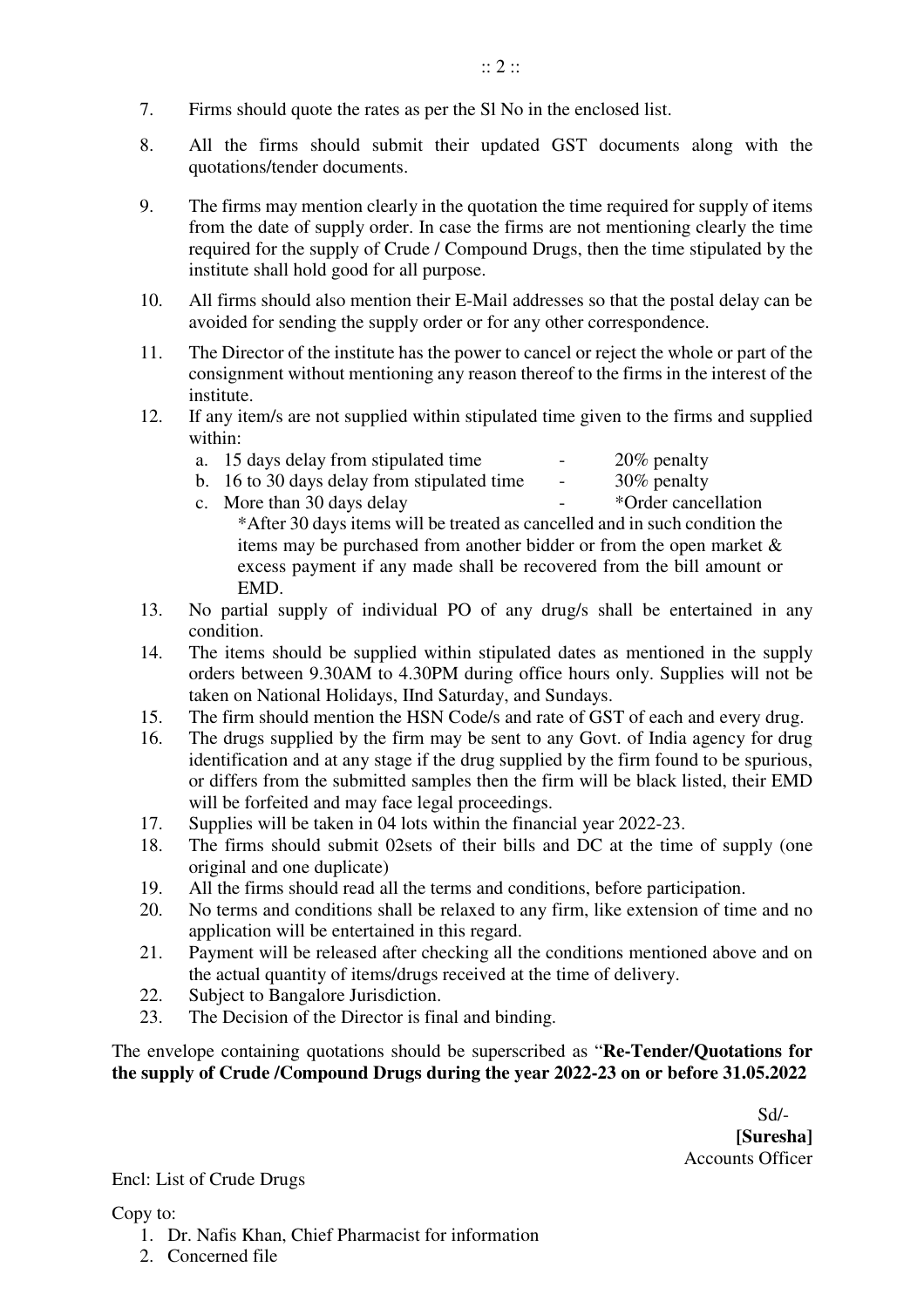7. Firms should quote the rates as per the Sl No in the enclosed list.

8. All the firms should submit their updated GST documents along with the quotations/tender documents.

9. The firms may mention clearly in the quotation the time required for supply of items from the date of supply order. In case the firms are not mentioning clearly the time required for the supply of Crude / Compound Drugs, then the time stipulated by the institute shall hold good for all purpose.

10. All firms should also mention their E-Mail addresses so that the postal delay can be avoided for sending the supply order or for any other correspondence.

11. The Director of the institute has the power to cancel or reject the whole or part of the consignment without mentioning any reason thereof to the firms in the interest of the institute.

12. If any item/s are not supplied within stipulated time given to the firms and supplied within:
    a. 15 days delay from stipulated time - 20% penalty
    b. 16 to 30 days delay from stipulated time - 30% penalty
    c. More than 30 days delay - *Order cancellation

    *After 30 days items will be treated as cancelled and in such condition the items may be purchased from another bidder or from the open market & excess payment if any made shall be recovered from the bill amount or EMD.

13. No partial supply of individual PO of any drug/s shall be entertained in any condition.
14. The items should be supplied within stipulated dates as mentioned in the supply orders between 9.30AM to 4.30PM during office hours only. Supplies will not be taken on National Holidays, IInd Saturday, and Sundays.
15. The firm should mention the HSN Code/s and rate of GST of each and every drug.
16. The drugs supplied by the firm may be sent to any Govt. of India agency for drug identification and at any stage if the drug supplied by the firm found to be spurious, or differs from the submitted samples then the firm will be black listed, their EMD will be forfeited and may face legal proceedings.
17. Supplies will be taken in 04 lots within the financial year 2022-23.
18. The firms should submit 02sets of their bills and DC at the time of supply (one original and one duplicate)
19. All the firms should read all the terms and conditions, before participation.
20. No terms and conditions shall be relaxed to any firm, like extension of time and no application will be entertained in this regard.
21. Payment will be released after checking all the conditions mentioned above and on the actual quantity of items/drugs received at the time of delivery.
22. Subject to Bangalore Jurisdiction.
23. The Decision of the Director is final and binding.

The envelope containing quotations should be superscribed as "**Re-Tender/Quotations for the supply of Crude /Compound Drugs during the year 2022-23 on or before 31.05.2022**

Sd/-
**[Suresha]**
Accounts Officer

Encl: List of Crude Drugs

Copy to:

1. Dr. Nafis Khan, Chief Pharmacist for information
2. Concerned file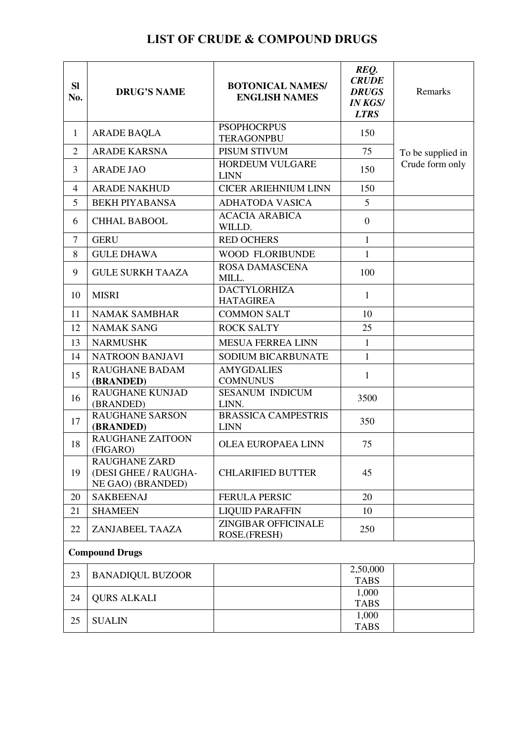# LIST OF CRUDE & COMPOUND DRUGS

| Sl No. | DRUG'S NAME | BOTONICAL NAMES/ ENGLISH NAMES | *REQ. CRUDE DRUGS IN KGS/ LTRS* | Remarks |
|---|---|---|---|---|
| 1 | ARADE BAQLA | PSOPHOCRPUS TERAGONPBU | 150 | To be supplied in Crude form only |
| 2 | ARADE KARSNA | PISUM STIVUM | 75 | |
| 3 | ARADE JAO | HORDEUM VULGARE LINN | 150 | |
| 4 | ARADE NAKHUD | CICER ARIEHNIUM LINN | 150 | |
| 5 | BEKH PIYABANSA | ADHATODA VASICA | 5 | |
| 6 | CHHAL BABOOL | ACACIA ARABICA WILLD. | 0 | |
| 7 | GERU | RED OCHERS | 1 | |
| 8 | GULE DHAWA | WOOD FLORIBUNDE | 1 | |
| 9 | GULE SURKH TAAZA | ROSA DAMASCENA MILL. | 100 | |
| 10 | MISRI | DACTYLORHIZA HATAGIREA | 1 | |
| 11 | NAMAK SAMBHAR | COMMON SALT | 10 | |
| 12 | NAMAK SANG | ROCK SALTY | 25 | |
| 13 | NARMUSHK | MESUA FERREA LINN | 1 | |
| 14 | NATROON BANJAVI | SODIUM BICARBUNATE | 1 | |
| 15 | RAUGHANE BADAM **(BRANDED)** | AMYGDALIES COMNUNUS | 1 | |
| 16 | RAUGHANE KUNJAD (BRANDED) | SESANUM INDICUM LINN. | 3500 | |
| 17 | RAUGHANE SARSON **(BRANDED)** | BRASSICA CAMPESTRIS LINN | 350 | |
| 18 | RAUGHANE ZAITOON (FIGARO) | OLEA EUROPAEA LINN | 75 | |
| 19 | RAUGHANE ZARD (DESI GHEE / RAUGHA-NE GAO) (BRANDED) | CHLARIFIED BUTTER | 45 | |
| 20 | SAKBEENAJ | FERULA PERSIC | 20 | |
| 21 | SHAMEEN | LIQUID PARAFFIN | 10 | |
| 22 | ZANJABEEL TAAZA | ZINGIBAR OFFICINALE ROSE.(FRESH) | 250 | |
| **Compound Drugs** | | | | |
| 23 | BANADIQUL BUZOOR | | 2,50,000 TABS | |
| 24 | QURS ALKALI | | 1,000 TABS | |
| 25 | SUALIN | | 1,000 TABS | |